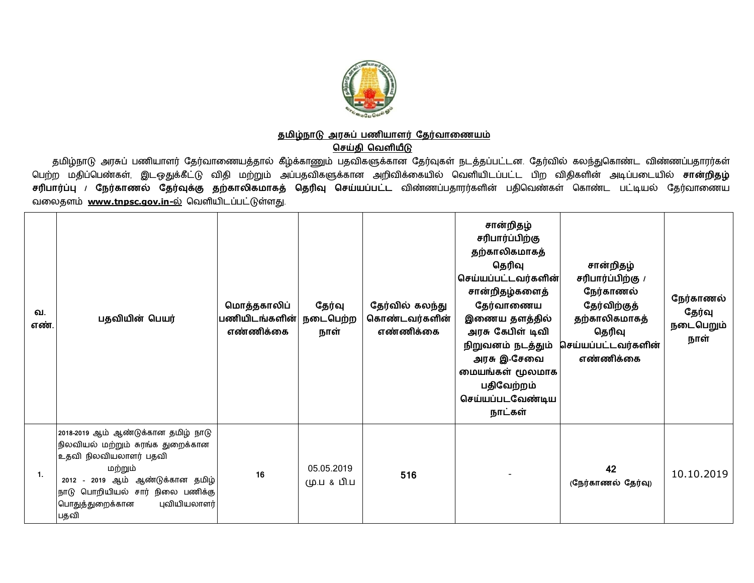## தமிழ்நாடு அரசுப் பணியாளர் தேர்வாணையம்

### செய்தி வெளியீடு

தமிழ்நாடு அரசுப் பணியாளர் தேர்வாணையத்தால் கீழ்க்காணும் பதவிகளுக்கான தேர்வுகள் நடத்தப்பட்டன. தேர்வில் கலந்துகொண்ட விண்ணப்பதாரர்கள் பெற்ற மதிப்பெண்கள், இடஒதுக்கீட்டு விதி மற்றும் அப்பதவிகளுக்கான அறிவிக்கையில் வெளியிடப்பட்ட பிற விதிகளின் அடிப்படையில் **சான்றிதழ் சரிபார்ப்பு / நேர்காணல் தேர்வுக்கு தற்காலிகமாகத் தெரிவு செய்யப்பட்ட** விண்ணப்பதாரர்களின் பதிவெண்கள் கொண்ட பட்டியல் தேர்வாணைய வலைதளம் **www.tnpsc.gov.in-ல்** வெளியிடப்பட்டுள்ளது.

| வ. எண். | பதவியின் பெயர் | மொத்தகாலிப் பணியிடங்களின் எண்ணிக்கை | தேர்வு நடைபெற்ற நாள் | தேர்வில் கலந்து கொண்டவர்களின் எண்ணிக்கை | சான்றிதழ் சரிபார்ப்பிற்கு தற்காலிகமாகத் தெரிவு செய்யப்பட்டவர்களின் சான்றிதழ்களைத் தேர்வாணைய இணைய தளத்தில் அரசு கேபிள் டிவி நிறுவனம் நடத்தும் அரசு இ-சேவை மையங்கள் மூலமாக பதிவேற்றம் செய்யப்படவேண்டிய நாட்கள் | சான்றிதழ் சரிபார்ப்பிற்கு / நேர்காணல் தேர்விற்குத் தற்காலிகமாகத் தெரிவு செய்யப்பட்டவர்களின் எண்ணிக்கை | நேர்காணல் தேர்வு நடைபெறும் நாள் |
|---|---|---|---|---|---|---|---|
| 1. | 2018-2019 ஆம் ஆண்டுக்கான தமிழ் நாடு நிலவியல் மற்றும் சுரங்க துறைக்கான உதவி நிலவியலாளர் பதவி மற்றும் 2012 - 2019 ஆம் ஆண்டுக்கான தமிழ் நாடு பொறியியல் சார் நிலை பணிக்கு பொதுத்துறைக்கான புவியியலாளர் பதவி | 16 | 05.05.2019 மு.ப & பி.ப | **516** | - | **42** (நேர்காணல் தேர்வு) | 10.10.2019 |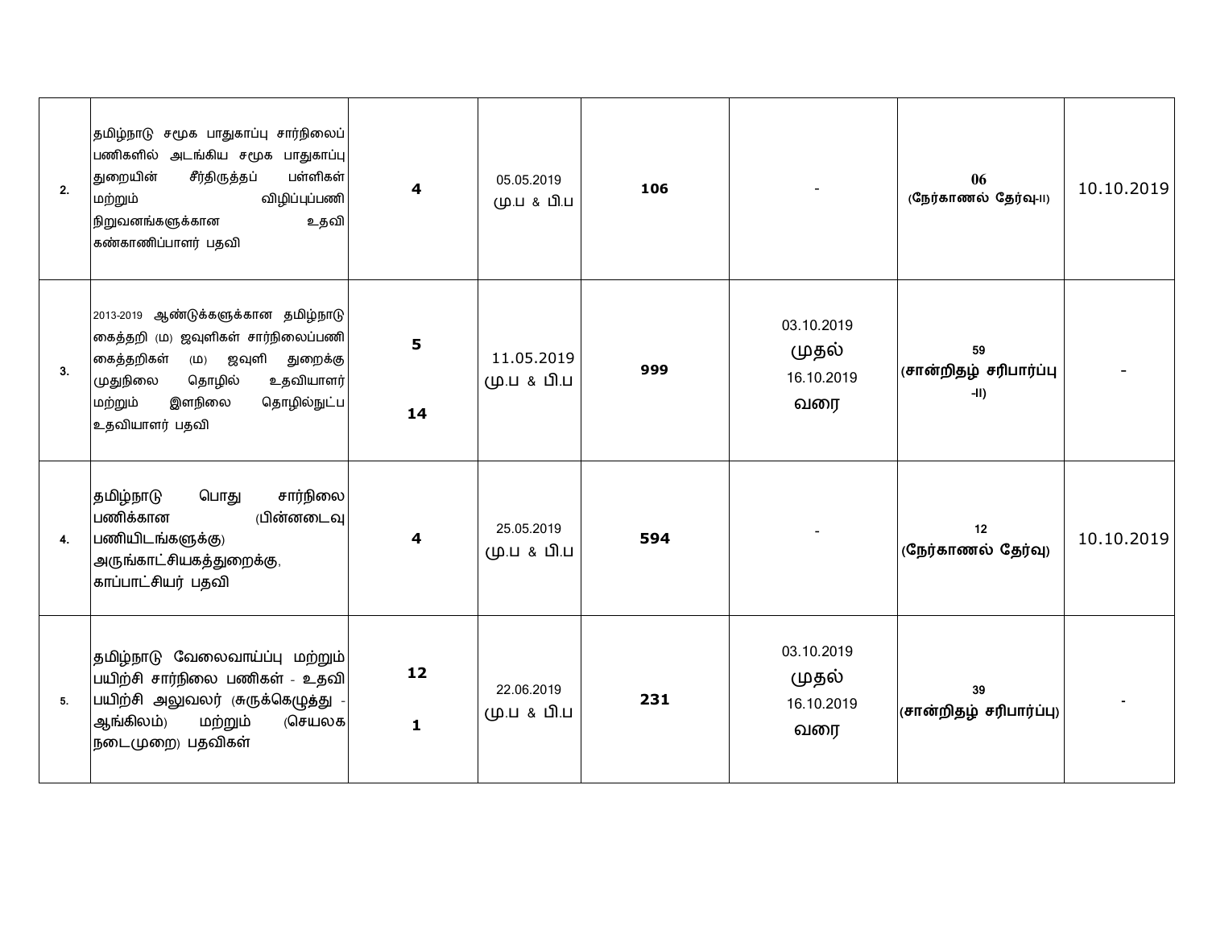| | | | | | | | |
|---|---|---|---|---|---|---|---|
| 2. | தமிழ்நாடு சமூக பாதுகாப்பு சார்நிலைப் பணிகளில் அடங்கிய சமூக பாதுகாப்பு துறையின் சீர்திருத்தப் பள்ளிகள் மற்றும் விழிப்புப்பணி நிறுவனங்களுக்கான உதவி கண்காணிப்பாளர் பதவி | **4** | 05.05.2019 மு.ப & பி.ப | **106** | - | **06 (நேர்காணல் தேர்வு-II)** | 10.10.2019 |
| 3. | 2013-2019 ஆண்டுக்களுக்கான தமிழ்நாடு கைத்தறி (ம) ஜவுளிகள் சார்நிலைப்பணி கைத்தறிகள் (ம) ஜவுளி துறைக்கு முதுநிலை தொழில் உதவியாளர் மற்றும் இளநிலை தொழில்நுட்ப உதவியாளர் பதவி | **5**<br><br>**14** | 11.05.2019 மு.ப & பி.ப | **999** | 03.10.2019 முதல் 16.10.2019 வரை | **59 (சான்றிதழ் சரிபார்ப்பு -II)** | - |
| 4. | தமிழ்நாடு பொது சார்நிலை பணிக்கான (பின்னடைவு பணியிடங்களுக்கு) அருங்காட்சியகத்துறைக்கு, காப்பாட்சியர் பதவி | **4** | 25.05.2019 மு.ப & பி.ப | **594** | - | **12 (நேர்காணல் தேர்வு)** | 10.10.2019 |
| 5. | தமிழ்நாடு வேலைவாய்ப்பு மற்றும் பயிற்சி சார்நிலை பணிகள் - உதவி பயிற்சி அலுவலர் (சுருக்கெழுத்து - ஆங்கிலம்) மற்றும் (செயலக நடைமுறை) பதவிகள் | **12**<br><br>**1** | 22.06.2019 மு.ப & பி.ப | **231** | 03.10.2019 முதல் 16.10.2019 வரை | **39 (சான்றிதழ் சரிபார்ப்பு)** | - |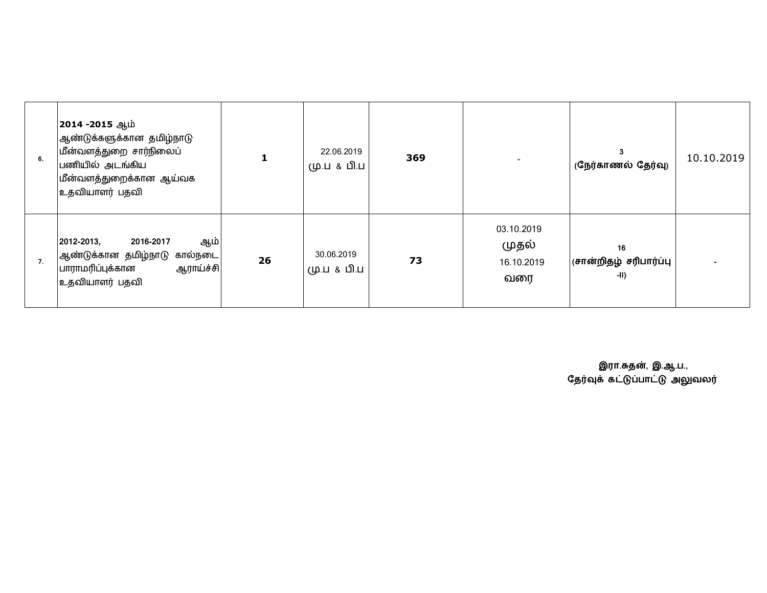| | | | | | | | |
|---|---|---|---|---|---|---|---|
| 6. | **2014 -2015** ஆம் ஆண்டுக்களுக்கான தமிழ்நாடு மீன்வளத்துறை சார்நிலைப் பணியில் அடங்கிய மீன்வளத்துறைக்கான ஆய்வக உதவியாளர் பதவி | **1** | 22.06.2019 மு.ப & பி.ப | **369** | - | **3 (நேர்காணல் தேர்வு)** | 10.10.2019 |
| 7. | **2012-2013, 2016-2017** ஆம் ஆண்டுக்கான தமிழ்நாடு கால்நடை பாராமரிப்புக்கான ஆராய்ச்சி உதவியாளர் பதவி | **26** | 30.06.2019 மு.ப & பி.ப | **73** | 03.10.2019 முதல் 16.10.2019 வரை | **16 (சான்றிதழ் சரிபார்ப்பு -II)** | - |

**இரா.சுதன், இ.ஆ.ப.,**
**தேர்வுக் கட்டுப்பாட்டு அலுவலர்**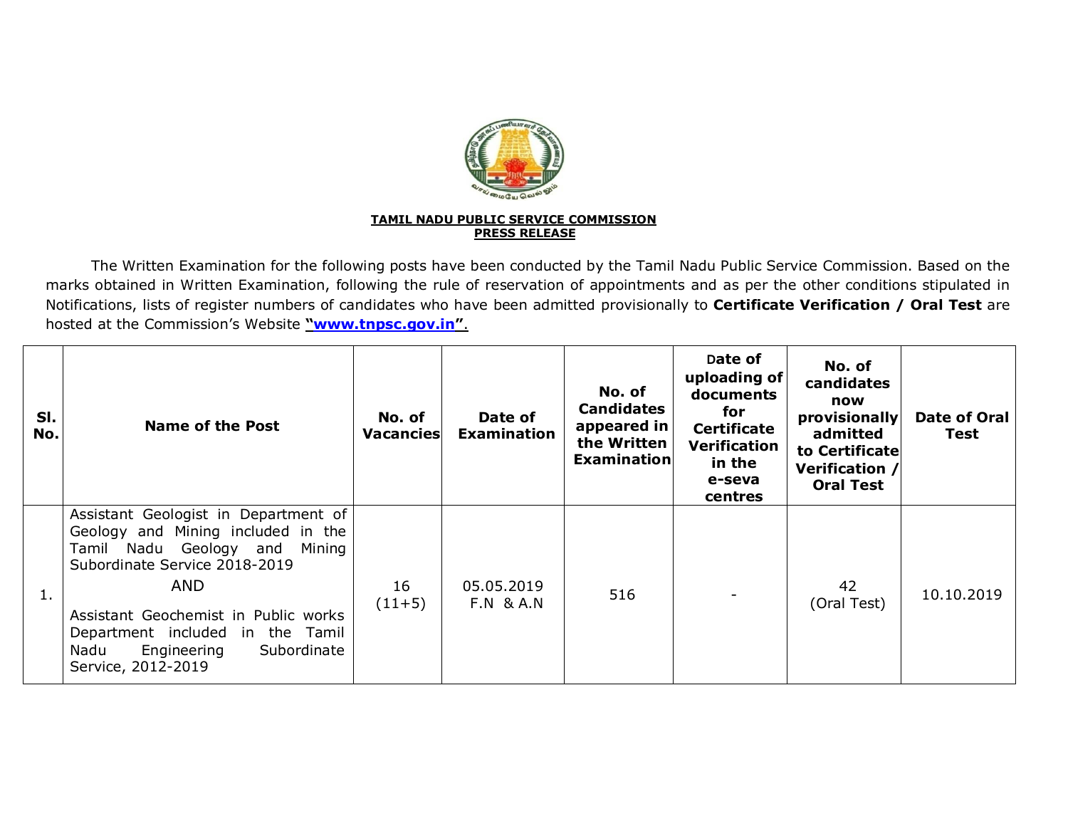**TAMIL NADU PUBLIC SERVICE COMMISSION**
**PRESS RELEASE**

The Written Examination for the following posts have been conducted by the Tamil Nadu Public Service Commission. Based on the marks obtained in Written Examination, following the rule of reservation of appointments and as per the other conditions stipulated in Notifications, lists of register numbers of candidates who have been admitted provisionally to **Certificate Verification / Oral Test** are hosted at the Commission's Website **"www.tnpsc.gov.in".**

| Sl. No. | Name of the Post | No. of Vacancies | Date of Examination | No. of Candidates appeared in the Written Examination | Date of uploading of documents for Certificate Verification in the e-seva centres | No. of candidates now provisionally admitted to Certificate Verification / Oral Test | Date of Oral Test |
|---|---|---|---|---|---|---|---|
| 1. | Assistant Geologist in Department of Geology and Mining included in the Tamil Nadu Geology and Mining Subordinate Service 2018-2019 AND Assistant Geochemist in Public works Department included in the Tamil Nadu Engineering Subordinate Service, 2012-2019 | 16 (11+5) | 05.05.2019 F.N & A.N | 516 | - | 42 (Oral Test) | 10.10.2019 |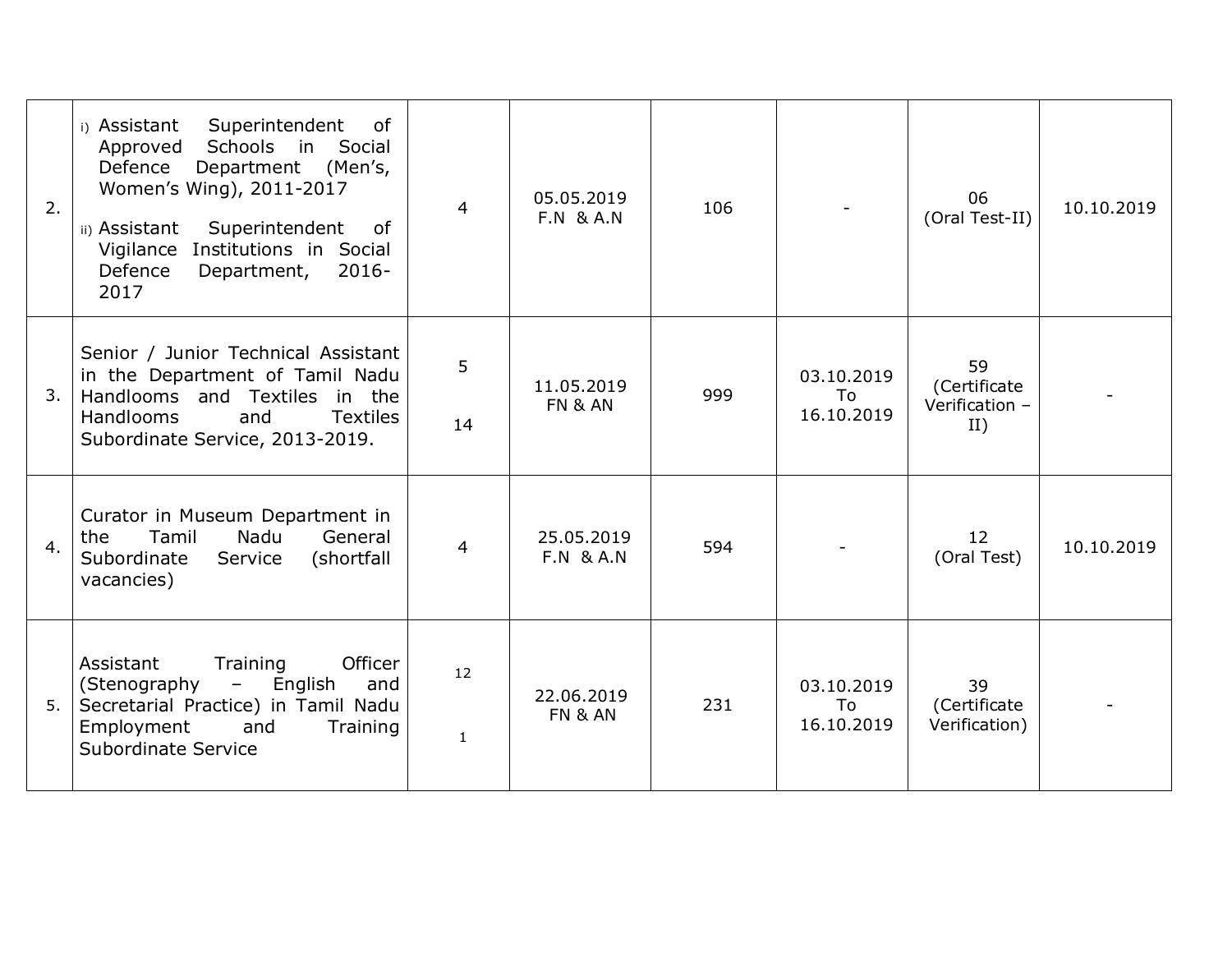| | | | | | | | |
|---|---|---|---|---|---|---|---|
| 2. | i) Assistant Superintendent of Approved Schools in Social Defence Department (Men's, Women's Wing), 2011-2017<br><br>ii) Assistant Superintendent of Vigilance Institutions in Social Defence Department, 2016-2017 | 4 | 05.05.2019 F.N & A.N | 106 | - | 06 (Oral Test-II) | 10.10.2019 |
| 3. | Senior / Junior Technical Assistant in the Department of Tamil Nadu Handlooms and Textiles in the Handlooms and Textiles Subordinate Service, 2013-2019. | 5<br><br>14 | 11.05.2019 FN & AN | 999 | 03.10.2019 To 16.10.2019 | 59 (Certificate Verification – II) | - |
| 4. | Curator in Museum Department in the Tamil Nadu General Subordinate Service (shortfall vacancies) | 4 | 25.05.2019 F.N & A.N | 594 | - | 12 (Oral Test) | 10.10.2019 |
| 5. | Assistant Training Officer (Stenography – English and Secretarial Practice) in Tamil Nadu Employment and Training Subordinate Service | 12<br><br>1 | 22.06.2019 FN & AN | 231 | 03.10.2019 To 16.10.2019 | 39 (Certificate Verification) | - |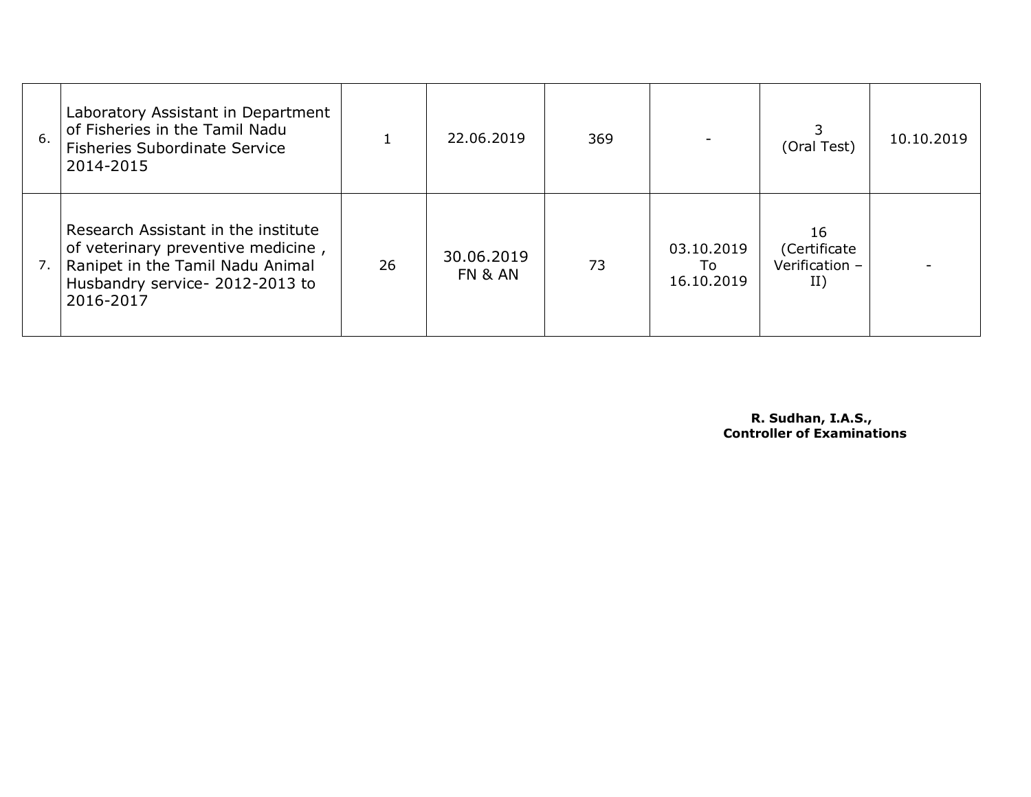| | | | | | | | |
|---|---|---|---|---|---|---|---|
| 6. | Laboratory Assistant in Department of Fisheries in the Tamil Nadu Fisheries Subordinate Service 2014-2015 | 1 | 22.06.2019 | 369 | - | 3 (Oral Test) | 10.10.2019 |
| 7. | Research Assistant in the institute of veterinary preventive medicine , Ranipet in the Tamil Nadu Animal Husbandry service- 2012-2013 to 2016-2017 | 26 | 30.06.2019 FN & AN | 73 | 03.10.2019 To 16.10.2019 | 16 (Certificate Verification – II) | - |

**R. Sudhan, I.A.S.,**
**Controller of Examinations**